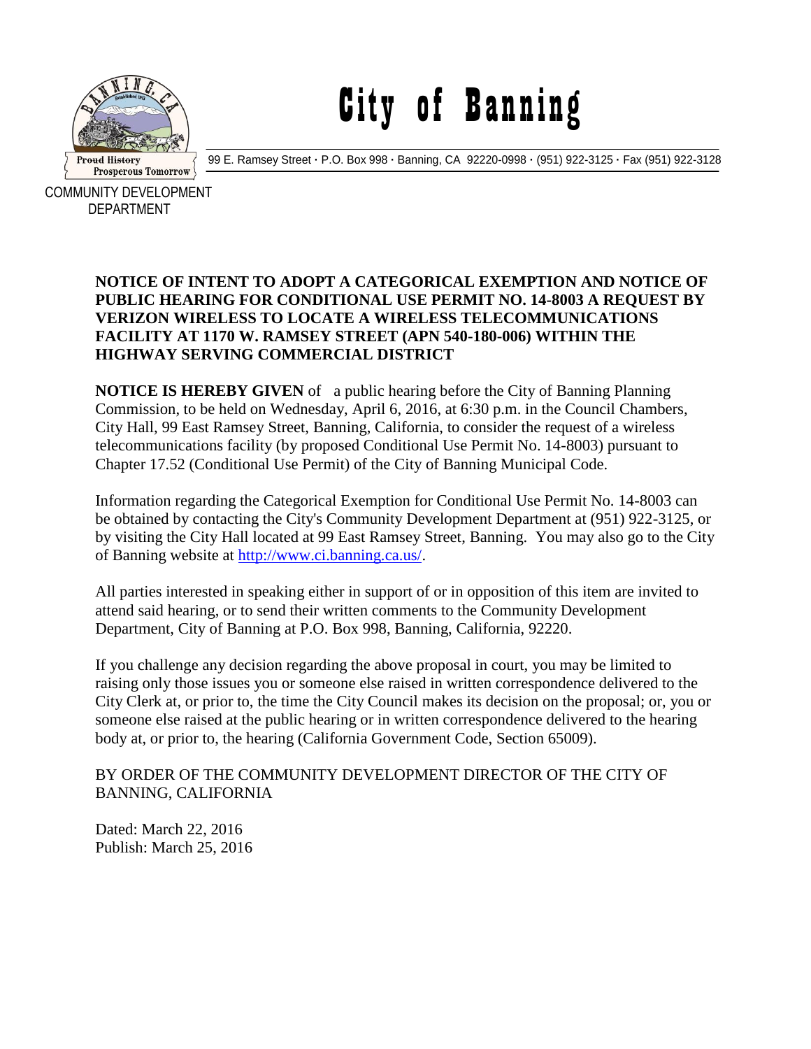# City of Banning

99 E. Ramsey Street · P.O. Box 998 · Banning, CA 92220-0998 · (951) 922-3125 · Fax (951) 922-3128

COMMUNITY DEVELOPMENT DEPARTMENT

**NOTICE OF INTENT TO ADOPT A CATEGORICAL EXEMPTION AND NOTICE OF PUBLIC HEARING FOR CONDITIONAL USE PERMIT NO. 14-8003 A REQUEST BY VERIZON WIRELESS TO LOCATE A WIRELESS TELECOMMUNICATIONS FACILITY AT 1170 W. RAMSEY STREET (APN 540-180-006) WITHIN THE HIGHWAY SERVING COMMERCIAL DISTRICT**

**NOTICE IS HEREBY GIVEN** of a public hearing before the City of Banning Planning Commission, to be held on Wednesday, April 6, 2016, at 6:30 p.m. in the Council Chambers, City Hall, 99 East Ramsey Street, Banning, California, to consider the request of a wireless telecommunications facility (by proposed Conditional Use Permit No. 14-8003) pursuant to Chapter 17.52 (Conditional Use Permit) of the City of Banning Municipal Code.

Information regarding the Categorical Exemption for Conditional Use Permit No. 14-8003 can be obtained by contacting the City's Community Development Department at (951) 922-3125, or by visiting the City Hall located at 99 East Ramsey Street, Banning. You may also go to the City of Banning website at http://www.ci.banning.ca.us/.

All parties interested in speaking either in support of or in opposition of this item are invited to attend said hearing, or to send their written comments to the Community Development Department, City of Banning at P.O. Box 998, Banning, California, 92220.

If you challenge any decision regarding the above proposal in court, you may be limited to raising only those issues you or someone else raised in written correspondence delivered to the City Clerk at, or prior to, the time the City Council makes its decision on the proposal; or, you or someone else raised at the public hearing or in written correspondence delivered to the hearing body at, or prior to, the hearing (California Government Code, Section 65009).

BY ORDER OF THE COMMUNITY DEVELOPMENT DIRECTOR OF THE CITY OF BANNING, CALIFORNIA

Dated: March 22, 2016
Publish: March 25, 2016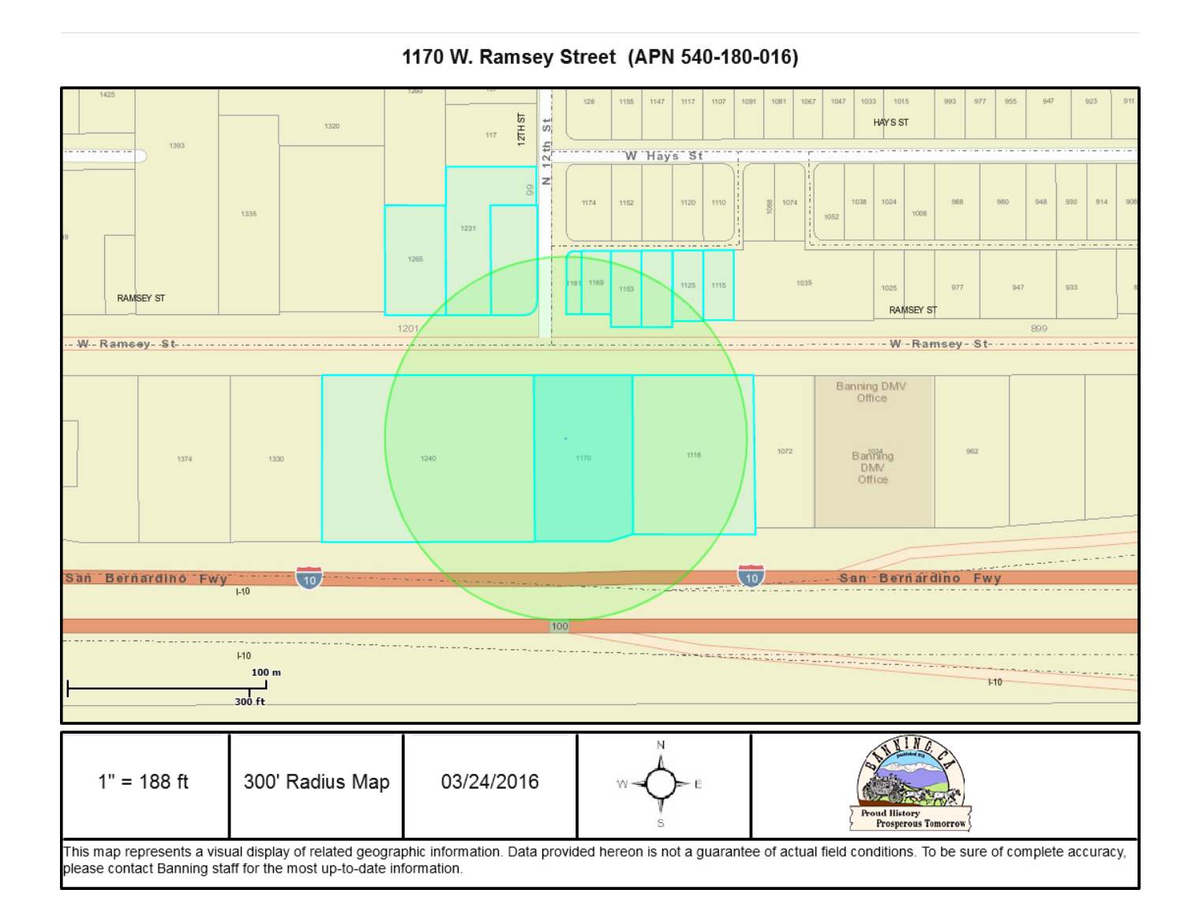# 1170 W. Ramsey Street (APN 540-180-016)

| 1" = 188 ft | 300' Radius Map | 03/24/2016 | | Proud History Prosperous Tomorrow |
|---|---|---|---|---|

This map represents a visual display of related geographic information. Data provided hereon is not a guarantee of actual field conditions. To be sure of complete accuracy, please contact Banning staff for the most up-to-date information.